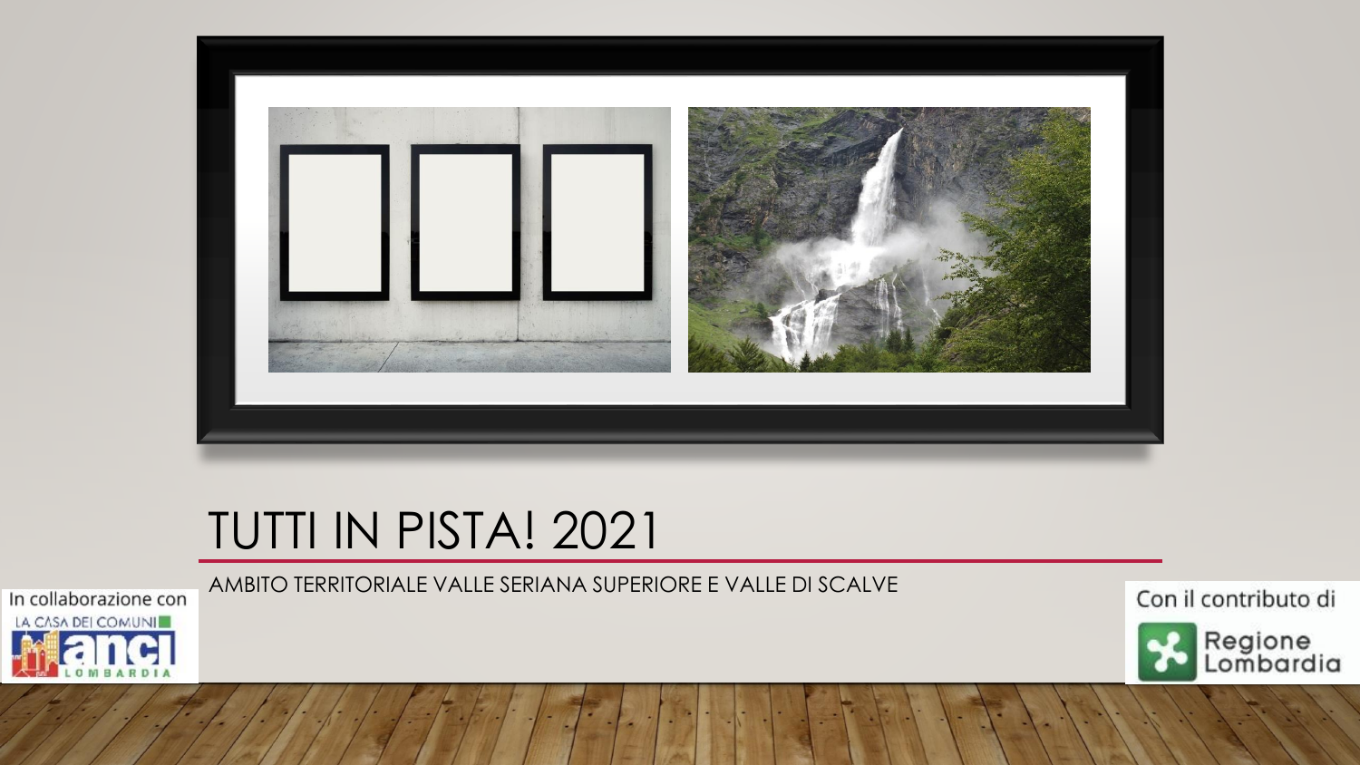# TUTTI IN PISTA! 2021

AMBITO TERRITORIALE VALLE SERIANA SUPERIORE E VALLE DI SCALVE

In collaborazione con LA CASA DEI COMUNI anci LOMBARDIA

Con il contributo di Regione Lombardia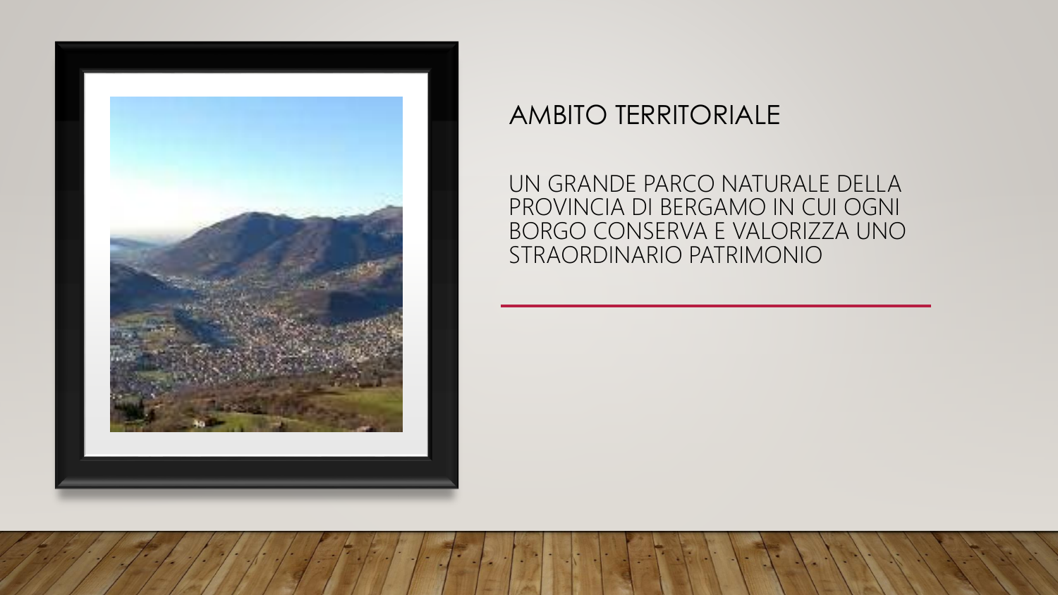# AMBITO TERRITORIALE

UN GRANDE PARCO NATURALE DELLA PROVINCIA DI BERGAMO IN CUI OGNI BORGO CONSERVA E VALORIZZA UNO STRAORDINARIO PATRIMONIO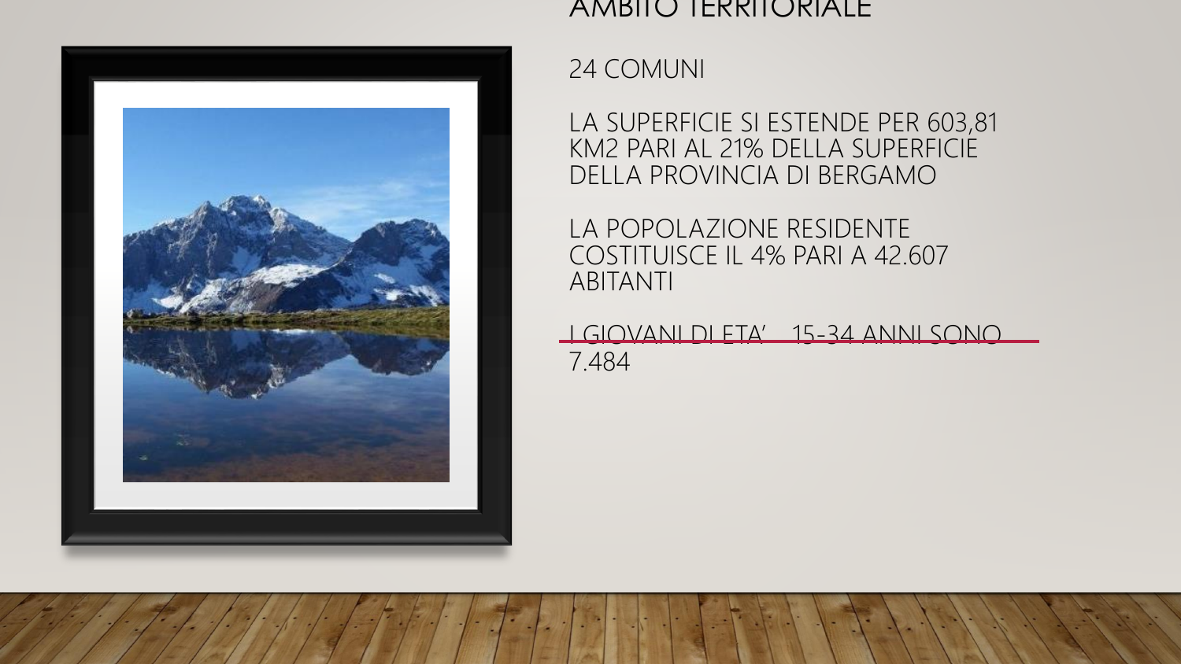# AMBITO TERRITORIALE

24 COMUNI

LA SUPERFICIE SI ESTENDE PER 603,81 KM2 PARI AL 21% DELLA SUPERFICIE DELLA PROVINCIA DI BERGAMO

LA POPOLAZIONE RESIDENTE COSTITUISCE IL 4% PARI A 42.607 ABITANTI

I GIOVANI DI ETA' 15-34 ANNI SONO 7.484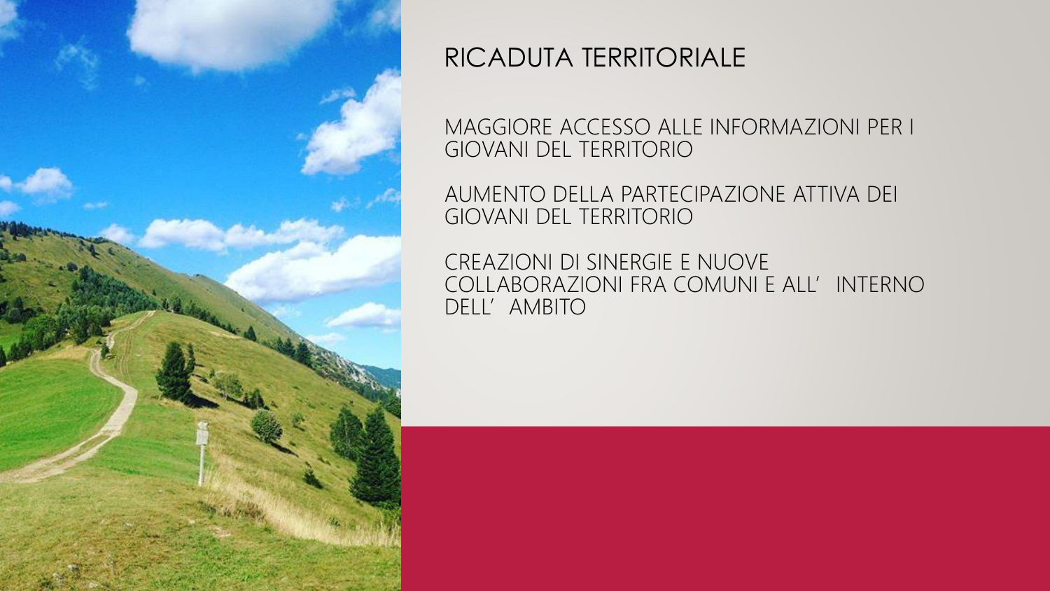# RICADUTA TERRITORIALE

MAGGIORE ACCESSO ALLE INFORMAZIONI PER I GIOVANI DEL TERRITORIO

AUMENTO DELLA PARTECIPAZIONE ATTIVA DEI GIOVANI DEL TERRITORIO

CREAZIONI DI SINERGIE E NUOVE COLLABORAZIONI FRA COMUNI E ALL' INTERNO DELL' AMBITO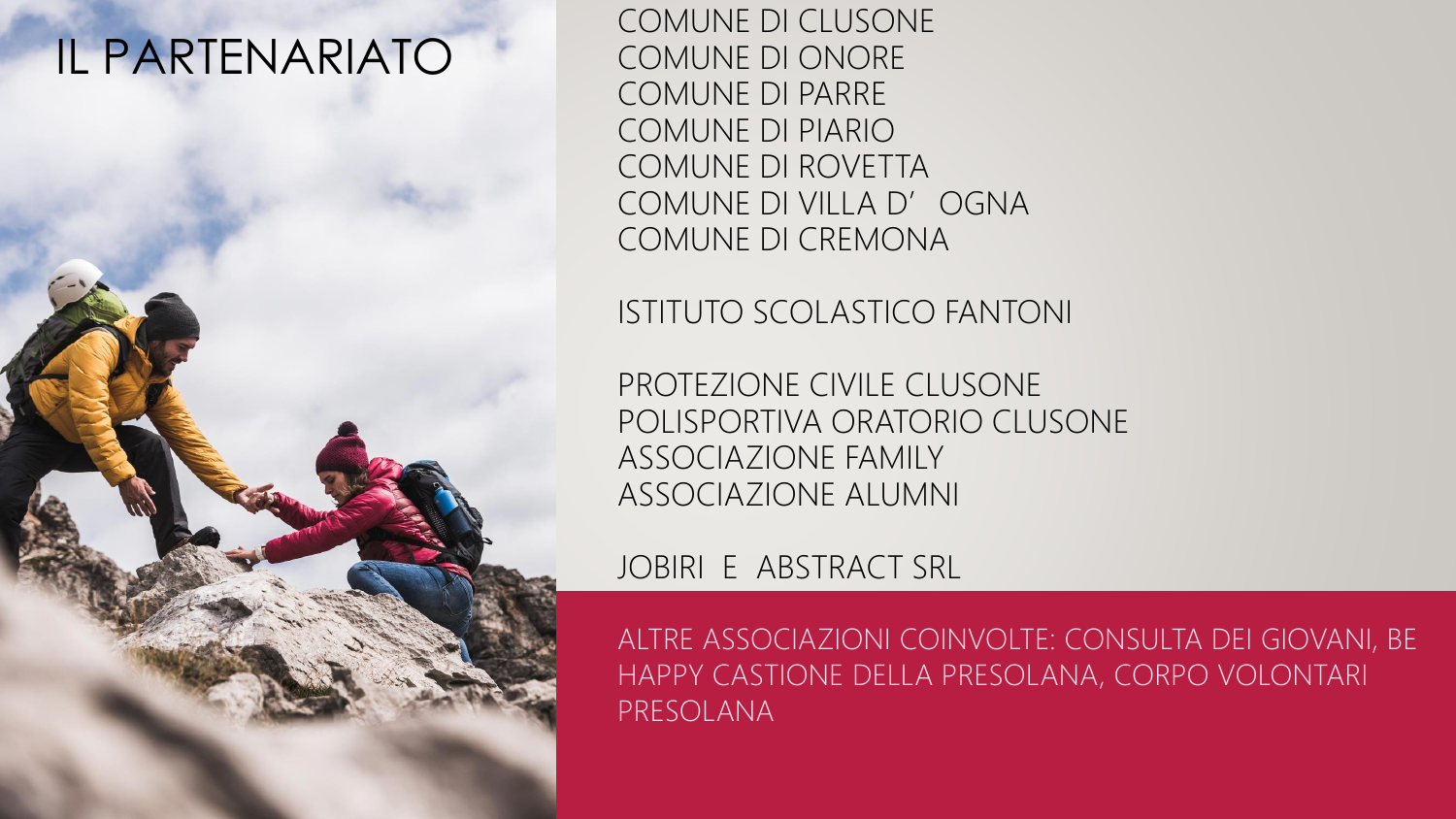# IL PARTENARIATO

COMUNE DI CLUSONE
COMUNE DI ONORE
COMUNE DI PARRE
COMUNE DI PIARIO
COMUNE DI ROVETTA
COMUNE DI VILLA D' OGNA
COMUNE DI CREMONA

ISTITUTO SCOLASTICO FANTONI

PROTEZIONE CIVILE CLUSONE
POLISPORTIVA ORATORIO CLUSONE
ASSOCIAZIONE FAMILY
ASSOCIAZIONE ALUMNI

JOBIRI E ABSTRACT SRL

ALTRE ASSOCIAZIONI COINVOLTE: CONSULTA DEI GIOVANI, BE HAPPY CASTIONE DELLA PRESOLANA, CORPO VOLONTARI PRESOLANA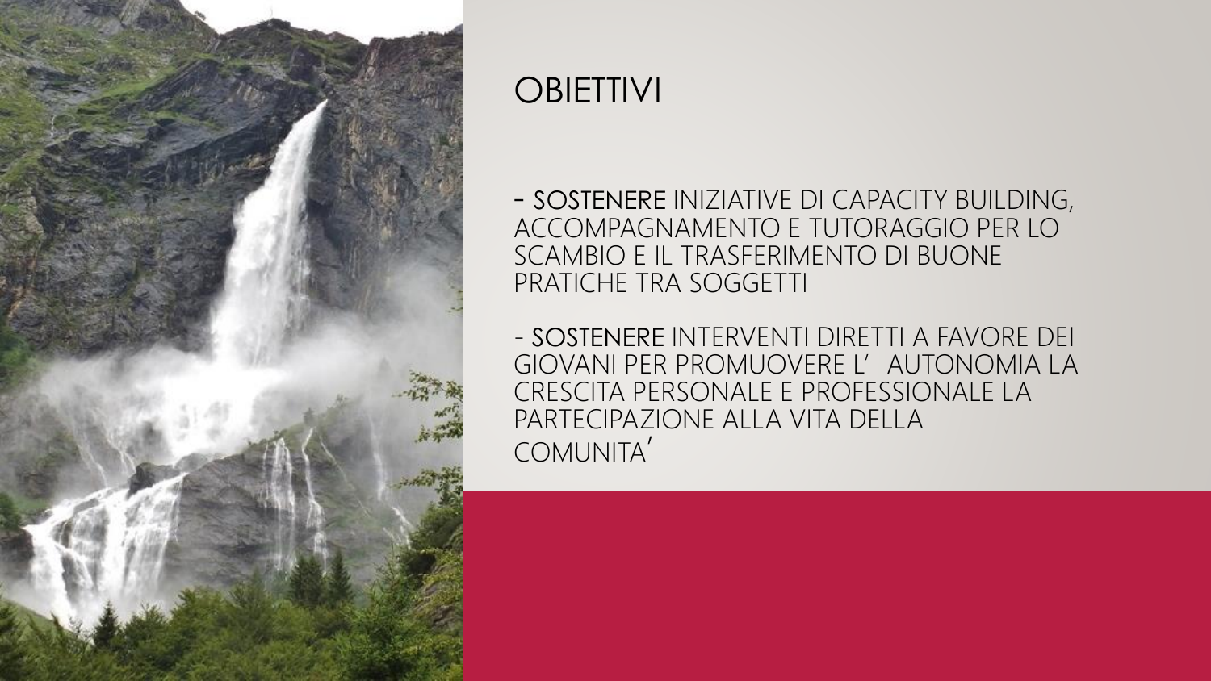# OBIETTIVI

- SOSTENERE INIZIATIVE DI CAPACITY BUILDING, ACCOMPAGNAMENTO E TUTORAGGIO PER LO SCAMBIO E IL TRASFERIMENTO DI BUONE PRATICHE TRA SOGGETTI

- SOSTENERE INTERVENTI DIRETTI A FAVORE DEI GIOVANI PER PROMUOVERE L' AUTONOMIA LA CRESCITA PERSONALE E PROFESSIONALE LA PARTECIPAZIONE ALLA VITA DELLA COMUNITA'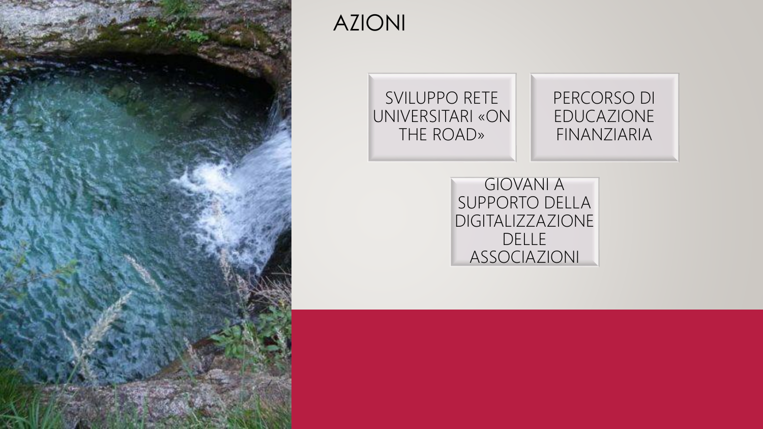# AZIONI

- SVILUPPO RETE UNIVERSITARI «ON THE ROAD»
- PERCORSO DI EDUCAZIONE FINANZIARIA
- GIOVANI A SUPPORTO DELLA DIGITALIZZAZIONE DELLE ASSOCIAZIONI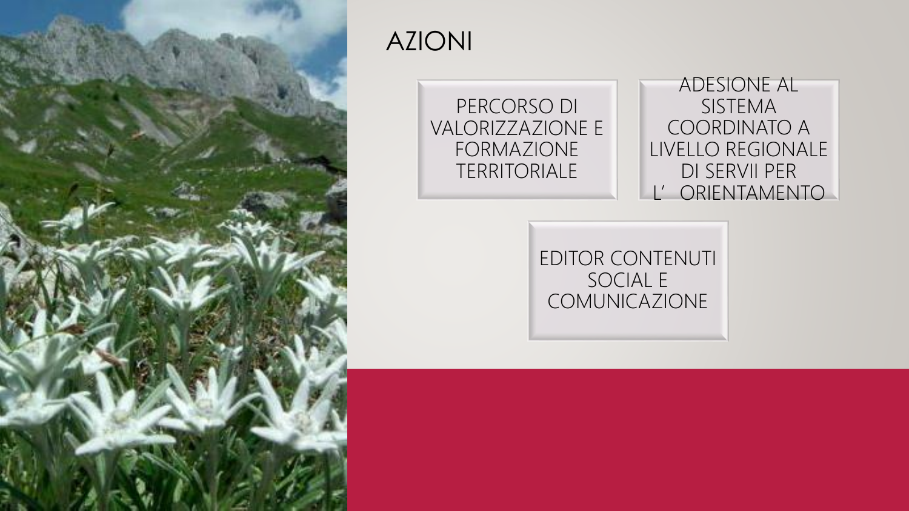# AZIONI

PERCORSO DI VALORIZZAZIONE E FORMAZIONE TERRITORIALE

ADESIONE AL SISTEMA COORDINATO A LIVELLO REGIONALE DI SERVII PER L' ORIENTAMENTO

EDITOR CONTENUTI SOCIAL E COMUNICAZIONE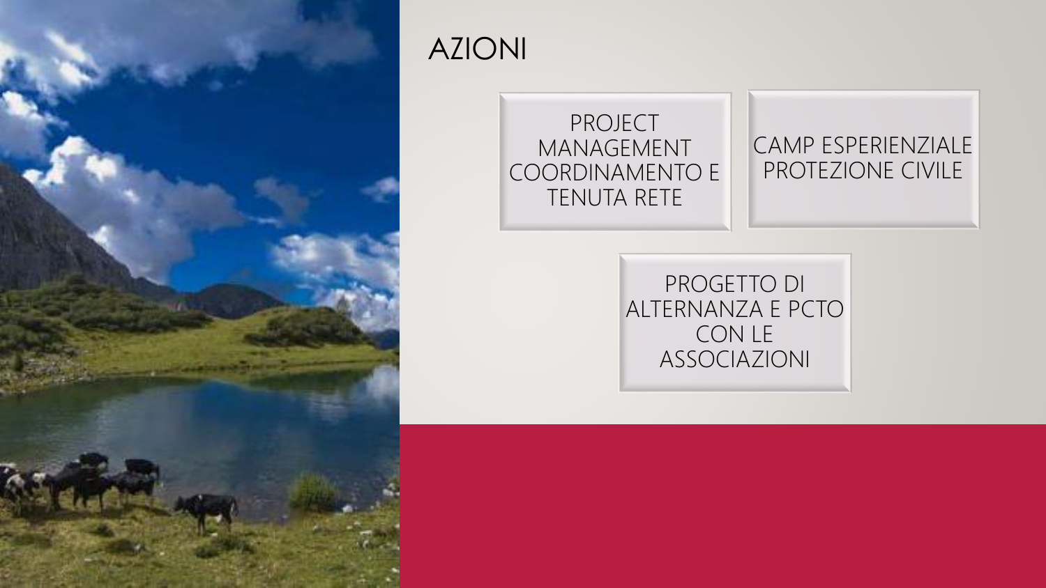# AZIONI

- PROJECT MANAGEMENT COORDINAMENTO E TENUTA RETE
- CAMP ESPERIENZIALE PROTEZIONE CIVILE
- PROGETTO DI ALTERNANZA E PCTO CON LE ASSOCIAZIONI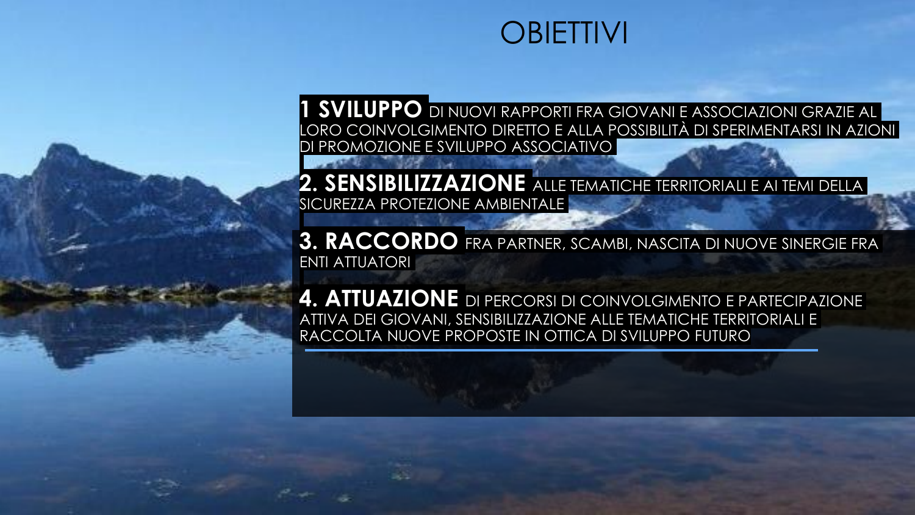# OBIETTIVI

**1 SVILUPPO** DI NUOVI RAPPORTI FRA GIOVANI E ASSOCIAZIONI GRAZIE AL LORO COINVOLGIMENTO DIRETTO E ALLA POSSIBILITÀ DI SPERIMENTARSI IN AZIONI DI PROMOZIONE E SVILUPPO ASSOCIATIVO

**2. SENSIBILIZZAZIONE** ALLE TEMATICHE TERRITORIALI E AI TEMI DELLA SICUREZZA PROTEZIONE AMBIENTALE

**3. RACCORDO** FRA PARTNER, SCAMBI, NASCITA DI NUOVE SINERGIE FRA ENTI ATTUATORI

**4. ATTUAZIONE** DI PERCORSI DI COINVOLGIMENTO E PARTECIPAZIONE ATTIVA DEI GIOVANI, SENSIBILIZZAZIONE ALLE TEMATICHE TERRITORIALI E RACCOLTA NUOVE PROPOSTE IN OTTICA DI SVILUPPO FUTURO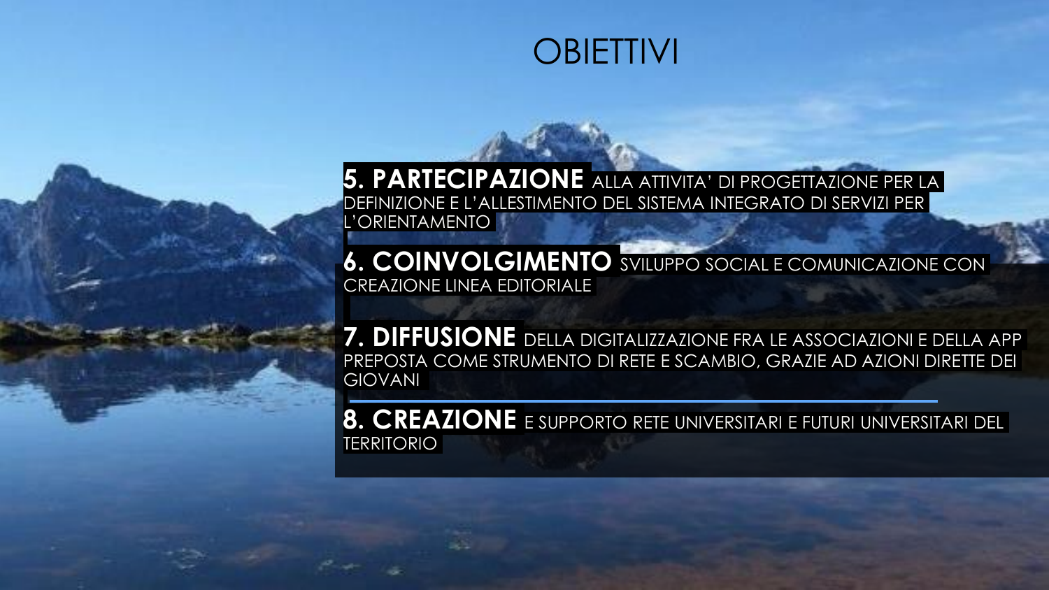# OBIETTIVI

**5. PARTECIPAZIONE** ALLA ATTIVITA' DI PROGETTAZIONE PER LA DEFINIZIONE E L'ALLESTIMENTO DEL SISTEMA INTEGRATO DI SERVIZI PER L'ORIENTAMENTO

**6. COINVOLGIMENTO** SVILUPPO SOCIAL E COMUNICAZIONE CON CREAZIONE LINEA EDITORIALE

**7. DIFFUSIONE** DELLA DIGITALIZZAZIONE FRA LE ASSOCIAZIONI E DELLA APP PREPOSTA COME STRUMENTO DI RETE E SCAMBIO, GRAZIE AD AZIONI DIRETTE DEI GIOVANI

**8. CREAZIONE** E SUPPORTO RETE UNIVERSITARI E FUTURI UNIVERSITARI DEL TERRITORIO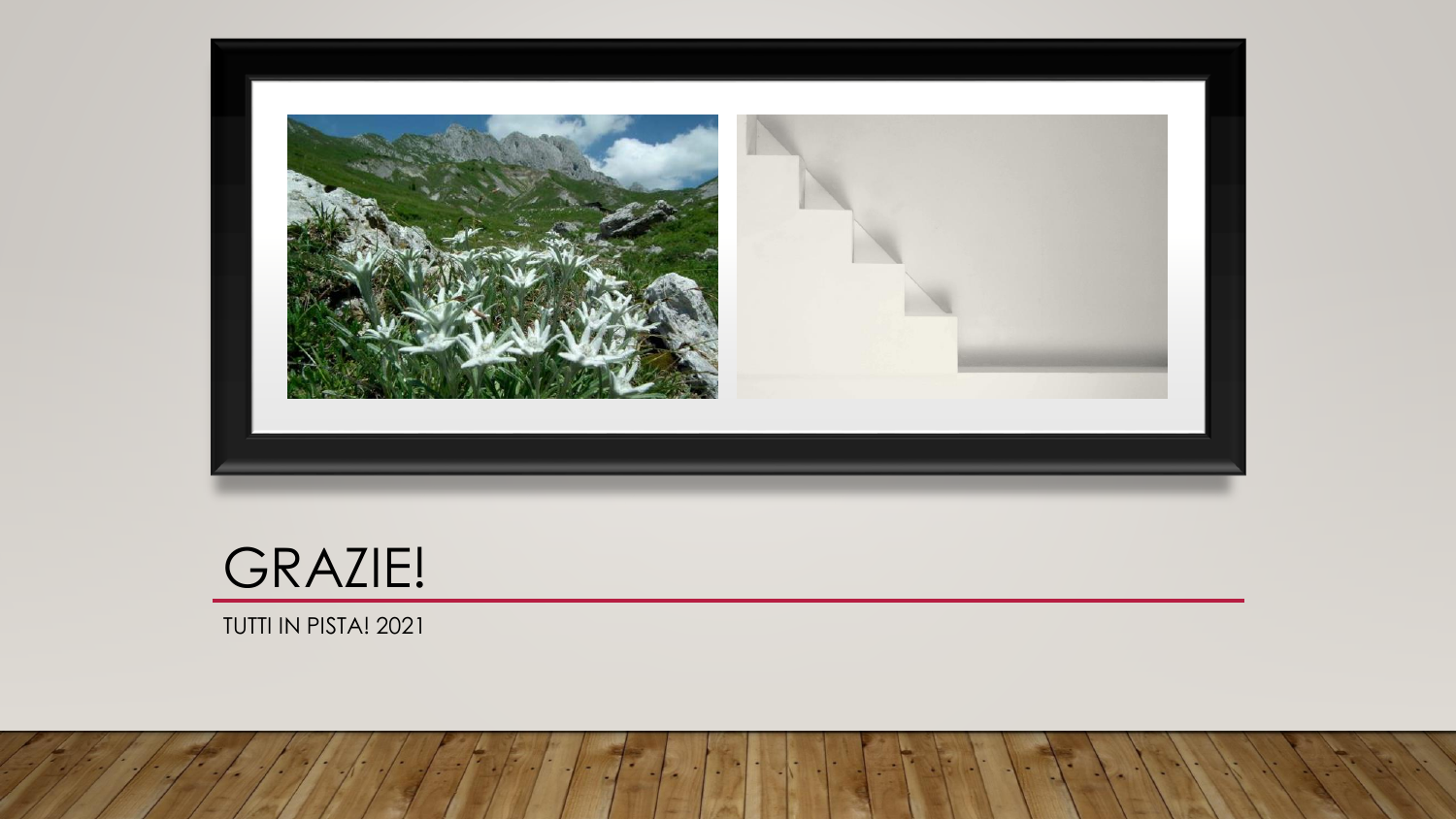# GRAZIE!

TUTTI IN PISTA! 2021